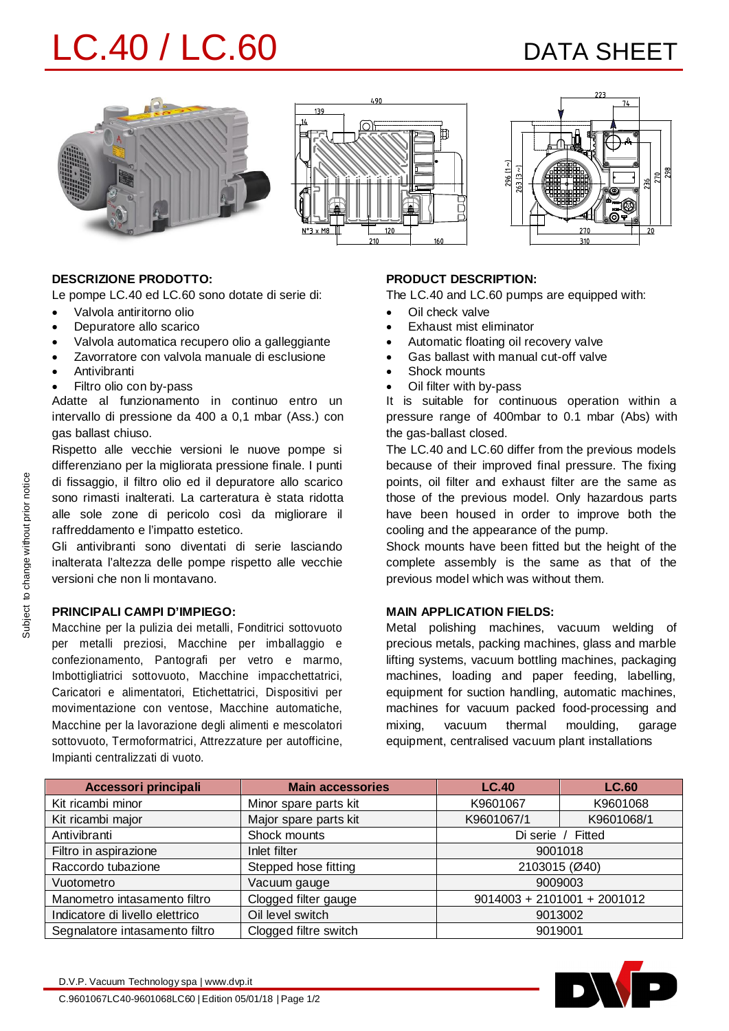# LC.40 / LC.60

# DATA SHEET

### DESCRIZIONE PRODOTTO:

Le pompe LC.40 ed LC.60 sono dotate di serie di:

- Valvola antiritorno olio
- Depuratore allo scarico
- Valvola automatica recupero olio a galleggiante
- Zavorratore con valvola manuale di esclusione
- Antivibranti
- Filtro olio con by-pass

Adatte al funzionamento in continuo entro un intervallo di pressione da 400 a 0,1 mbar (Ass.) con gas ballast chiuso.

Rispetto alle vecchie versioni le nuove pompe si differenziano per la migliorata pressione finale. I punti di fissaggio, il filtro olio ed il depuratore allo scarico sono rimasti inalterati. La carteratura è stata ridotta alle sole zone di pericolo così da migliorare il raffreddamento e l'impatto estetico.

Gli antivibranti sono diventati di serie lasciando inalterata l'altezza delle pompe rispetto alle vecchie versioni che non li montavano.

### PRINCIPALI CAMPI D'IMPIEGO:

Macchine per la pulizia dei metalli, Fonditrici sottovuoto per metalli preziosi, Macchine per imballaggio e confezionamento, Pantografi per vetro e marmo, Imbottigliatrici sottovuoto, Macchine impacchettatrici, Caricatori e alimentatori, Etichettatrici, Dispositivi per movimentazione con ventose, Macchine automatiche, Macchine per la lavorazione degli alimenti e mescolatori sottovuoto, Termoformatrici, Attrezzature per autofficine, Impianti centralizzati di vuoto.

### PRODUCT DESCRIPTION:

The LC.40 and LC.60 pumps are equipped with:

- Oil check valve
- Exhaust mist eliminator
- Automatic floating oil recovery valve
- Gas ballast with manual cut-off valve
- Shock mounts
- Oil filter with by-pass

It is suitable for continuous operation within a pressure range of 400mbar to 0.1 mbar (Abs) with the gas-ballast closed.

The LC.40 and LC.60 differ from the previous models because of their improved final pressure. The fixing points, oil filter and exhaust filter are the same as those of the previous model. Only hazardous parts have been housed in order to improve both the cooling and the appearance of the pump.

Shock mounts have been fitted but the height of the complete assembly is the same as that of the previous model which was without them.

### MAIN APPLICATION FIELDS:

Metal polishing machines, vacuum welding of precious metals, packing machines, glass and marble lifting systems, vacuum bottling machines, packaging machines, loading and paper feeding, labelling, equipment for suction handling, automatic machines, machines for vacuum packed food-processing and mixing, vacuum thermal moulding, garage equipment, centralised vacuum plant installations

| Accessori principali | Main accessories | LC.40 | LC.60 |
|---|---|---|---|
| Kit ricambi minor | Minor spare parts kit | K9601067 | K9601068 |
| Kit ricambi major | Major spare parts kit | K9601067/1 | K9601068/1 |
| Antivibranti | Shock mounts | Di serie / Fitted | |
| Filtro in aspirazione | Inlet filter | 9001018 | |
| Raccordo tubazione | Stepped hose fitting | 2103015 (Ø40) | |
| Vuotometro | Vacuum gauge | 9009003 | |
| Manometro intasamento filtro | Clogged filter gauge | 9014003 + 2101001 + 2001012 | |
| Indicatore di livello elettrico | Oil level switch | 9013002 | |
| Segnalatore intasamento filtro | Clogged filtre switch | 9019001 | |

D.V.P. Vacuum Technology spa | www.dvp.it

C.9601067LC40-9601068LC60 | Edition 05/01/18

Subject to change without prior notice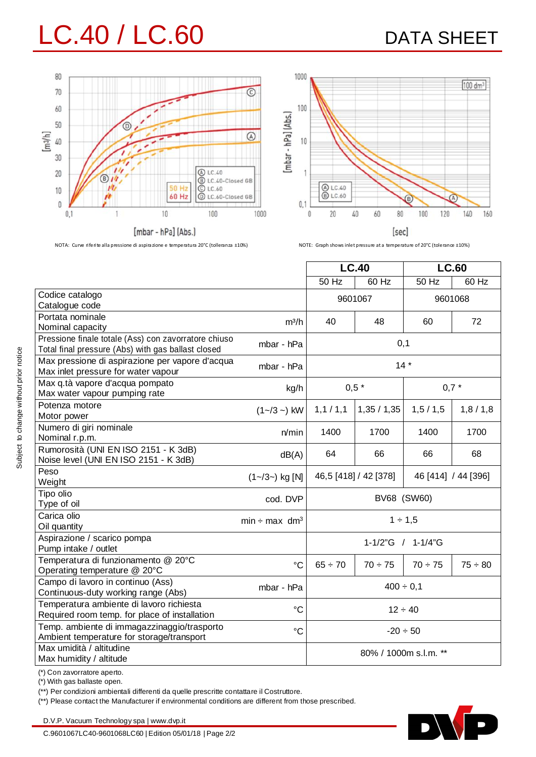# LC.40 / LC.60

DATA SHEET

80
70
60
50
40
30
20
10
0

[m³/h]

0,1 1 10 100 1000

[mbar - hPa] (Abs.)

Ⓐ LC.40
Ⓑ LC.40-Closed GB
Ⓒ LC.60
Ⓓ LC.60-Closed GB

50 Hz
60 Hz

NOTA: Curve riferite alla pressione di aspirazione e temperatura 20°C (tolleranza ±10%)

1000
100
10
1
0,1

[mbar - hPa] (Abs.)

0 20 40 60 80 100 120 140 160

[sec]

100 dm³

Ⓐ LC.40
Ⓑ LC.60

NOTE: Graph shows inlet pressure at a temperature of 20°C (tolerance ±10%)

| | | LC.40 | | LC.60 | |
|---|---|---|---|---|---|
| | | 50 Hz | 60 Hz | 50 Hz | 60 Hz |
| Codice catalogo<br>Catalogue code | | 9601067 | | 9601068 | |
| Portata nominale<br>Nominal capacity | m³/h | 40 | 48 | 60 | 72 |
| Pressione finale totale (Ass) con zavorratore chiuso<br>Total final pressure (Abs) with gas ballast closed | mbar - hPa | 0,1 | | | |
| Max pressione di aspirazione per vapore d'acqua<br>Max inlet pressure for water vapour | mbar - hPa | 14 * | | | |
| Max q.tà vapore d'acqua pompato<br>Max water vapour pumping rate | kg/h | 0,5 * | | 0,7 * | |
| Potenza motore<br>Motor power | (1~/3 ~) kW | 1,1 / 1,1 | 1,35 / 1,35 | 1,5 / 1,5 | 1,8 / 1,8 |
| Numero di giri nominale<br>Nominal r.p.m. | n/min | 1400 | 1700 | 1400 | 1700 |
| Rumorosità (UNI EN ISO 2151 - K 3dB)<br>Noise level (UNI EN ISO 2151 - K 3dB) | dB(A) | 64 | 66 | 66 | 68 |
| Peso<br>Weight | (1~/3~) kg [N] | 46,5 [418] / 42 [378] | | 46 [414] / 44 [396] | |
| Tipo olio<br>Type of oil | cod. DVP | BV68 (SW60) | | | |
| Carica olio<br>Oil quantity | min ÷ max dm³ | 1 ÷ 1,5 | | | |
| Aspirazione / scarico pompa<br>Pump intake / outlet | | 1-1/2"G / 1-1/4"G | | | |
| Temperatura di funzionamento @ 20°C<br>Operating temperature @ 20°C | °C | 65 ÷ 70 | 70 ÷ 75 | 70 ÷ 75 | 75 ÷ 80 |
| Campo di lavoro in continuo (Ass)<br>Continuous-duty working range (Abs) | mbar - hPa | 400 ÷ 0,1 | | | |
| Temperatura ambiente di lavoro richiesta<br>Required room temp. for place of installation | °C | 12 ÷ 40 | | | |
| Temp. ambiente di immagazzinaggio/trasporto<br>Ambient temperature for storage/transport | °C | -20 ÷ 50 | | | |
| Max umidità / altitudine<br>Max humidity / altitude | | 80% / 1000m s.l.m. ** | | | |

(*) Con zavorratore aperto.
(*) With gas ballaste open.
(**) Per condizioni ambientali differenti da quelle prescritte contattare il Costruttore.
(**) Please contact the Manufacturer if environmental conditions are different from those prescribed.

Subject to change without prior notice

D.V.P. Vacuum Technology spa | www.dvp.it
C.9601067LC40-9601068LC60 | Edition 05/01/18